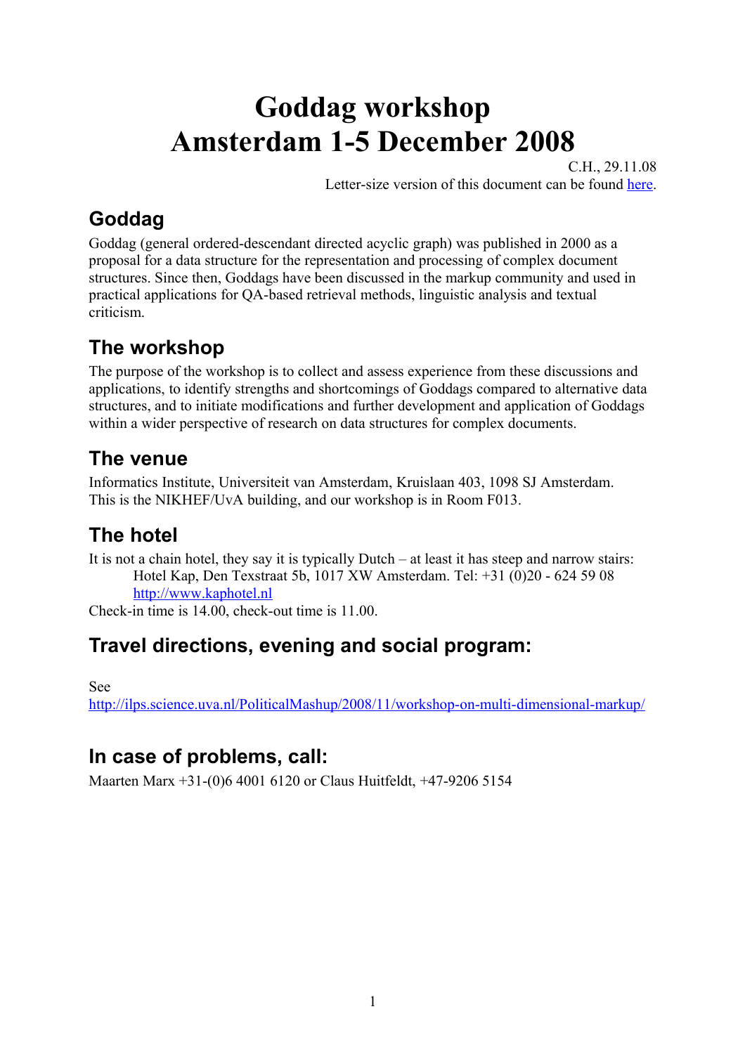# Goddag workshop
# Amsterdam 1-5 December 2008

C.H., 29.11.08
Letter-size version of this document can be found [here].

## Goddag

Goddag (general ordered-descendant directed acyclic graph) was published in 2000 as a proposal for a data structure for the representation and processing of complex document structures. Since then, Goddags have been discussed in the markup community and used in practical applications for QA-based retrieval methods, linguistic analysis and textual criticism.

## The workshop

The purpose of the workshop is to collect and assess experience from these discussions and applications, to identify strengths and shortcomings of Goddags compared to alternative data structures, and to initiate modifications and further development and application of Goddags within a wider perspective of research on data structures for complex documents.

## The venue

Informatics Institute, Universiteit van Amsterdam, Kruislaan 403, 1098 SJ Amsterdam.
This is the NIKHEF/UvA building, and our workshop is in Room F013.

## The hotel

It is not a chain hotel, they say it is typically Dutch – at least it has steep and narrow stairs:

> Hotel Kap, Den Texstraat 5b, 1017 XW Amsterdam. Tel: +31 (0)20 - 624 59 08
> http://www.kaphotel.nl

Check-in time is 14.00, check-out time is 11.00.

## Travel directions, evening and social program:

See
http://ilps.science.uva.nl/PoliticalMashup/2008/11/workshop-on-multi-dimensional-markup/

## In case of problems, call:

Maarten Marx +31-(0)6 4001 6120 or Claus Huitfeldt, +47-9206 5154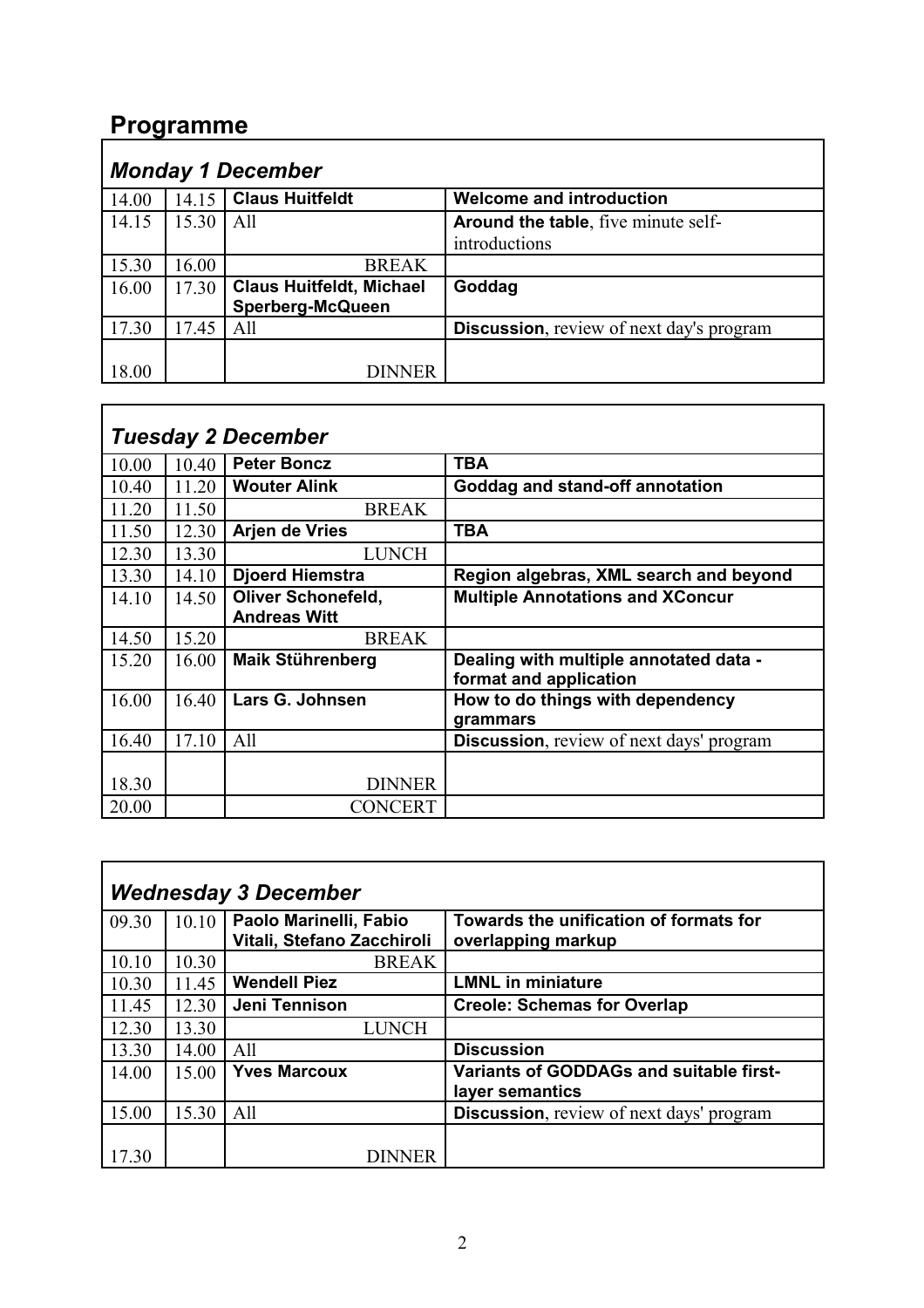# Programme

### *Monday 1 December*

| | | | |
|---|---|---|---|
| 14.00 | 14.15 | **Claus Huitfeldt** | **Welcome and introduction** |
| 14.15 | 15.30 | All | **Around the table**, five minute self-introductions |
| 15.30 | 16.00 | BREAK | |
| 16.00 | 17.30 | **Claus Huitfeldt, Michael Sperberg-McQueen** | **Goddag** |
| 17.30 | 17.45 | All | **Discussion**, review of next day's program |
| 18.00 | | DINNER | |

### *Tuesday 2 December*

| | | | |
|---|---|---|---|
| 10.00 | 10.40 | **Peter Boncz** | **TBA** |
| 10.40 | 11.20 | **Wouter Alink** | **Goddag and stand-off annotation** |
| 11.20 | 11.50 | BREAK | |
| 11.50 | 12.30 | **Arjen de Vries** | **TBA** |
| 12.30 | 13.30 | LUNCH | |
| 13.30 | 14.10 | **Djoerd Hiemstra** | **Region algebras, XML search and beyond** |
| 14.10 | 14.50 | **Oliver Schonefeld, Andreas Witt** | **Multiple Annotations and XConcur** |
| 14.50 | 15.20 | BREAK | |
| 15.20 | 16.00 | **Maik Stührenberg** | **Dealing with multiple annotated data - format and application** |
| 16.00 | 16.40 | **Lars G. Johnsen** | **How to do things with dependency grammars** |
| 16.40 | 17.10 | All | **Discussion**, review of next days' program |
| 18.30 | | DINNER | |
| 20.00 | | CONCERT | |

### *Wednesday 3 December*

| | | | |
|---|---|---|---|
| 09.30 | 10.10 | **Paolo Marinelli, Fabio Vitali, Stefano Zacchiroli** | **Towards the unification of formats for overlapping markup** |
| 10.10 | 10.30 | BREAK | |
| 10.30 | 11.45 | **Wendell Piez** | **LMNL in miniature** |
| 11.45 | 12.30 | **Jeni Tennison** | **Creole: Schemas for Overlap** |
| 12.30 | 13.30 | LUNCH | |
| 13.30 | 14.00 | All | **Discussion** |
| 14.00 | 15.00 | **Yves Marcoux** | **Variants of GODDAGs and suitable first-layer semantics** |
| 15.00 | 15.30 | All | **Discussion**, review of next days' program |
| 17.30 | | DINNER | |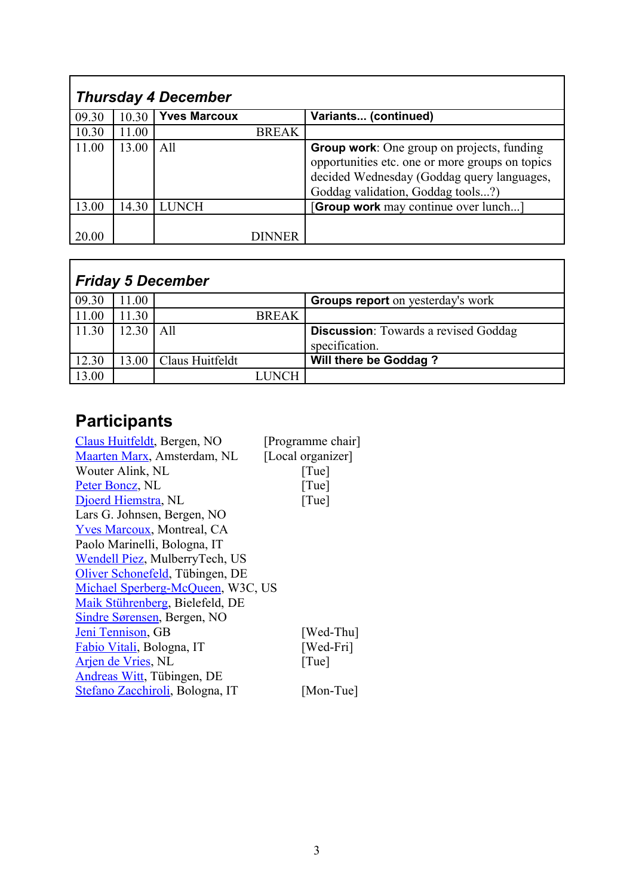| ***Thursday 4 December*** | | | |
|---|---|---|---|
| 09.30 | 10.30 | **Yves Marcoux** | **Variants... (continued)** |
| 10.30 | 11.00 | BREAK | |
| 11.00 | 13.00 | All | **Group work**: One group on projects, funding opportunities etc. one or more groups on topics decided Wednesday (Goddag query languages, Goddag validation, Goddag tools...?) |
| 13.00 | 14.30 | LUNCH | [**Group work** may continue over lunch...] |
| 20.00 | | DINNER | |

| ***Friday 5 December*** | | | |
|---|---|---|---|
| 09.30 | 11.00 | | **Groups report** on yesterday's work |
| 11.00 | 11.30 | BREAK | |
| 11.30 | 12.30 | All | **Discussion**: Towards a revised Goddag specification. |
| 12.30 | 13.00 | Claus Huitfeldt | **Will there be Goddag ?** |
| 13.00 | | LUNCH | |

## Participants

| | |
|---|---|
| Claus Huitfeldt, Bergen, NO | [Programme chair] |
| Maarten Marx, Amsterdam, NL | [Local organizer] |
| Wouter Alink, NL | [Tue] |
| Peter Boncz, NL | [Tue] |
| Djoerd Hiemstra, NL | [Tue] |
| Lars G. Johnsen, Bergen, NO | |
| Yves Marcoux, Montreal, CA | |
| Paolo Marinelli, Bologna, IT | |
| Wendell Piez, MulberryTech, US | |
| Oliver Schonefeld, Tübingen, DE | |
| Michael Sperberg-McQueen, W3C, US | |
| Maik Stührenberg, Bielefeld, DE | |
| Sindre Sørensen, Bergen, NO | |
| Jeni Tennison, GB | [Wed-Thu] |
| Fabio Vitali, Bologna, IT | [Wed-Fri] |
| Arjen de Vries, NL | [Tue] |
| Andreas Witt, Tübingen, DE | |
| Stefano Zacchiroli, Bologna, IT | [Mon-Tue] |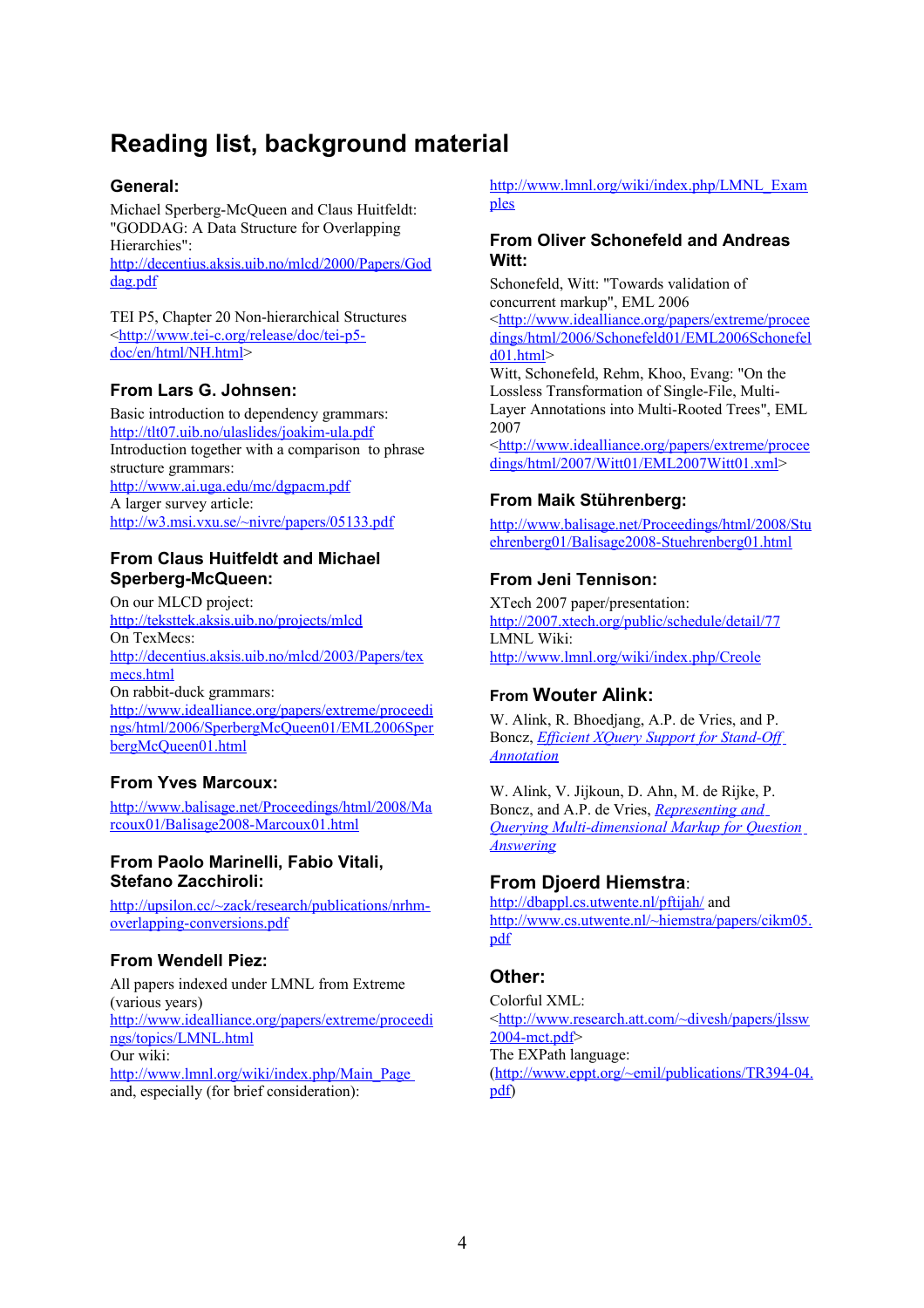# Reading list, background material

## General:

Michael Sperberg-McQueen and Claus Huitfeldt: "GODDAG: A Data Structure for Overlapping Hierarchies": http://decentius.aksis.uib.no/mlcd/2000/Papers/Goddag.pdf

TEI P5, Chapter 20 Non-hierarchical Structures <http://www.tei-c.org/release/doc/tei-p5-doc/en/html/NH.html>

## From Lars G. Johnsen:

Basic introduction to dependency grammars: http://tlt07.uib.no/ulaslides/joakim-ula.pdf
Introduction together with a comparison to phrase structure grammars: http://www.ai.uga.edu/mc/dgpacm.pdf
A larger survey article: http://w3.msi.vxu.se/~nivre/papers/05133.pdf

## From Claus Huitfeldt and Michael Sperberg-McQueen:

On our MLCD project: http://teksttek.aksis.uib.no/projects/mlcd
On TexMecs: http://decentius.aksis.uib.no/mlcd/2003/Papers/texmecs.html
On rabbit-duck grammars: http://www.idealliance.org/papers/extreme/proceedings/html/2006/SperbergMcQueen01/EML2006SperbergMcQueen01.html

## From Yves Marcoux:

http://www.balisage.net/Proceedings/html/2008/Marcoux01/Balisage2008-Marcoux01.html

## From Paolo Marinelli, Fabio Vitali, Stefano Zacchiroli:

http://upsilon.cc/~zack/research/publications/nrhm-overlapping-conversions.pdf

## From Wendell Piez:

All papers indexed under LMNL from Extreme (various years) http://www.idealliance.org/papers/extreme/proceedings/topics/LMNL.html
Our wiki: http://www.lmnl.org/wiki/index.php/Main_Page and, especially (for brief consideration): http://www.lmnl.org/wiki/index.php/LMNL_Examples

## From Oliver Schonefeld and Andreas Witt:

Schonefeld, Witt: "Towards validation of concurrent markup", EML 2006 <http://www.idealliance.org/papers/extreme/proceedings/html/2006/Schonefeld01/EML2006Schonefeld01.html>
Witt, Schonefeld, Rehm, Khoo, Evang: "On the Lossless Transformation of Single-File, Multi-Layer Annotations into Multi-Rooted Trees", EML 2007 <http://www.idealliance.org/papers/extreme/proceedings/html/2007/Witt01/EML2007Witt01.xml>

## From Maik Stührenberg:

http://www.balisage.net/Proceedings/html/2008/Stuehrenberg01/Balisage2008-Stuehrenberg01.html

## From Jeni Tennison:

XTech 2007 paper/presentation: http://2007.xtech.org/public/schedule/detail/77
LMNL Wiki: http://www.lmnl.org/wiki/index.php/Creole

## From Wouter Alink:

W. Alink, R. Bhoedjang, A.P. de Vries, and P. Boncz, *Efficient XQuery Support for Stand-Off Annotation*

W. Alink, V. Jijkoun, D. Ahn, M. de Rijke, P. Boncz, and A.P. de Vries, *Representing and Querying Multi-dimensional Markup for Question Answering*

## From Djoerd Hiemstra:

http://dbappl.cs.utwente.nl/pftijah/ and http://www.cs.utwente.nl/~hiemstra/papers/cikm05.pdf

## Other:

Colorful XML: <http://www.research.att.com/~divesh/papers/jlssw2004-mct.pdf>
The EXPath language: (http://www.eppt.org/~emil/publications/TR394-04.pdf)